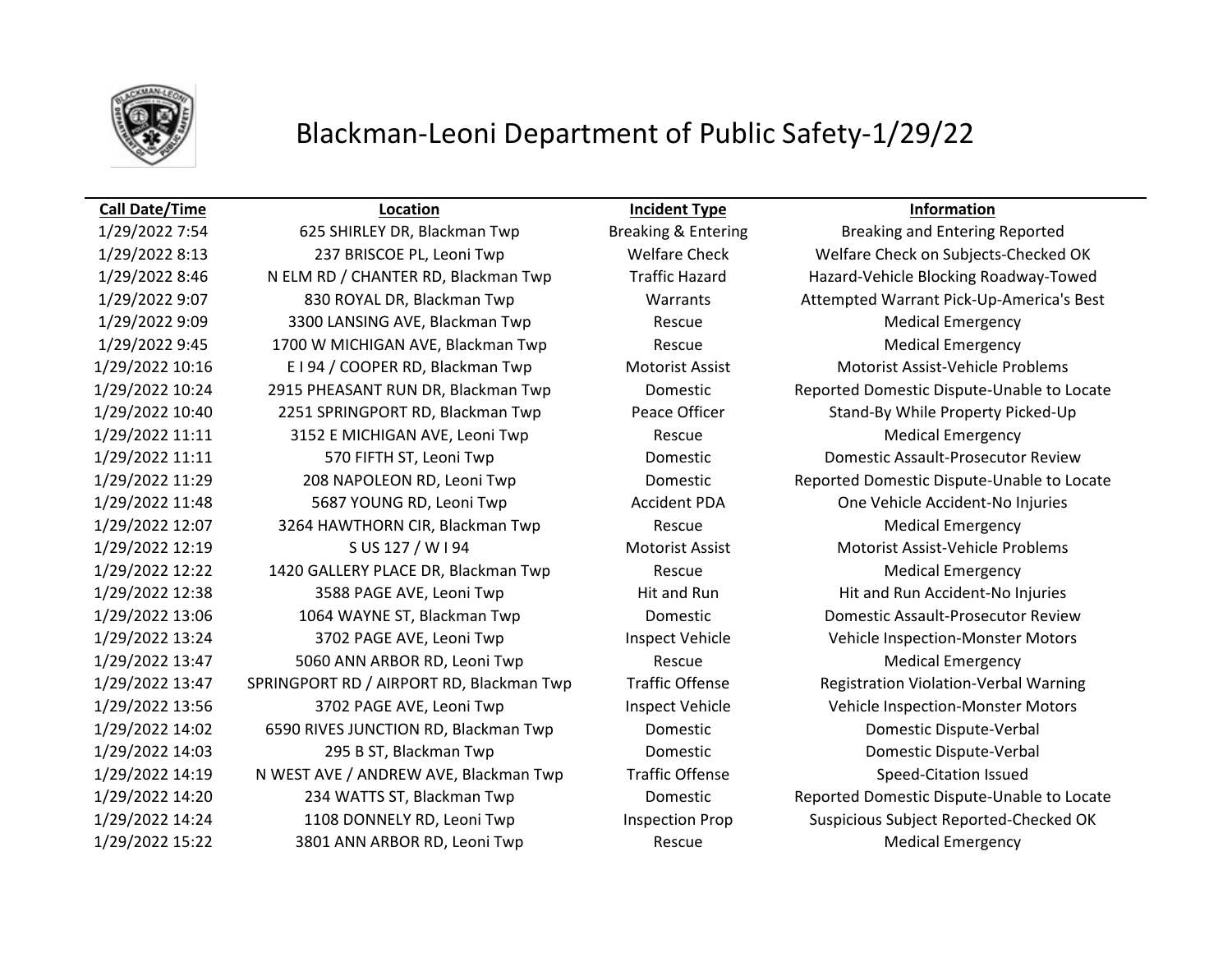# Blackman-Leoni Department of Public Safety-1/29/22

| Call Date/Time | Location | Incident Type | Information |
|---|---|---|---|
| 1/29/2022 7:54 | 625 SHIRLEY DR, Blackman Twp | Breaking & Entering | Breaking and Entering Reported |
| 1/29/2022 8:13 | 237 BRISCOE PL, Leoni Twp | Welfare Check | Welfare Check on Subjects-Checked OK |
| 1/29/2022 8:46 | N ELM RD / CHANTER RD, Blackman Twp | Traffic Hazard | Hazard-Vehicle Blocking Roadway-Towed |
| 1/29/2022 9:07 | 830 ROYAL DR, Blackman Twp | Warrants | Attempted Warrant Pick-Up-America's Best |
| 1/29/2022 9:09 | 3300 LANSING AVE, Blackman Twp | Rescue | Medical Emergency |
| 1/29/2022 9:45 | 1700 W MICHIGAN AVE, Blackman Twp | Rescue | Medical Emergency |
| 1/29/2022 10:16 | E I 94 / COOPER RD, Blackman Twp | Motorist Assist | Motorist Assist-Vehicle Problems |
| 1/29/2022 10:24 | 2915 PHEASANT RUN DR, Blackman Twp | Domestic | Reported Domestic Dispute-Unable to Locate |
| 1/29/2022 10:40 | 2251 SPRINGPORT RD, Blackman Twp | Peace Officer | Stand-By While Property Picked-Up |
| 1/29/2022 11:11 | 3152 E MICHIGAN AVE, Leoni Twp | Rescue | Medical Emergency |
| 1/29/2022 11:11 | 570 FIFTH ST, Leoni Twp | Domestic | Domestic Assault-Prosecutor Review |
| 1/29/2022 11:29 | 208 NAPOLEON RD, Leoni Twp | Domestic | Reported Domestic Dispute-Unable to Locate |
| 1/29/2022 11:48 | 5687 YOUNG RD, Leoni Twp | Accident PDA | One Vehicle Accident-No Injuries |
| 1/29/2022 12:07 | 3264 HAWTHORN CIR, Blackman Twp | Rescue | Medical Emergency |
| 1/29/2022 12:19 | S US 127 / W I 94 | Motorist Assist | Motorist Assist-Vehicle Problems |
| 1/29/2022 12:22 | 1420 GALLERY PLACE DR, Blackman Twp | Rescue | Medical Emergency |
| 1/29/2022 12:38 | 3588 PAGE AVE, Leoni Twp | Hit and Run | Hit and Run Accident-No Injuries |
| 1/29/2022 13:06 | 1064 WAYNE ST, Blackman Twp | Domestic | Domestic Assault-Prosecutor Review |
| 1/29/2022 13:24 | 3702 PAGE AVE, Leoni Twp | Inspect Vehicle | Vehicle Inspection-Monster Motors |
| 1/29/2022 13:47 | 5060 ANN ARBOR RD, Leoni Twp | Rescue | Medical Emergency |
| 1/29/2022 13:47 | SPRINGPORT RD / AIRPORT RD, Blackman Twp | Traffic Offense | Registration Violation-Verbal Warning |
| 1/29/2022 13:56 | 3702 PAGE AVE, Leoni Twp | Inspect Vehicle | Vehicle Inspection-Monster Motors |
| 1/29/2022 14:02 | 6590 RIVES JUNCTION RD, Blackman Twp | Domestic | Domestic Dispute-Verbal |
| 1/29/2022 14:03 | 295 B ST, Blackman Twp | Domestic | Domestic Dispute-Verbal |
| 1/29/2022 14:19 | N WEST AVE / ANDREW AVE, Blackman Twp | Traffic Offense | Speed-Citation Issued |
| 1/29/2022 14:20 | 234 WATTS ST, Blackman Twp | Domestic | Reported Domestic Dispute-Unable to Locate |
| 1/29/2022 14:24 | 1108 DONNELY RD, Leoni Twp | Inspection Prop | Suspicious Subject Reported-Checked OK |
| 1/29/2022 15:22 | 3801 ANN ARBOR RD, Leoni Twp | Rescue | Medical Emergency |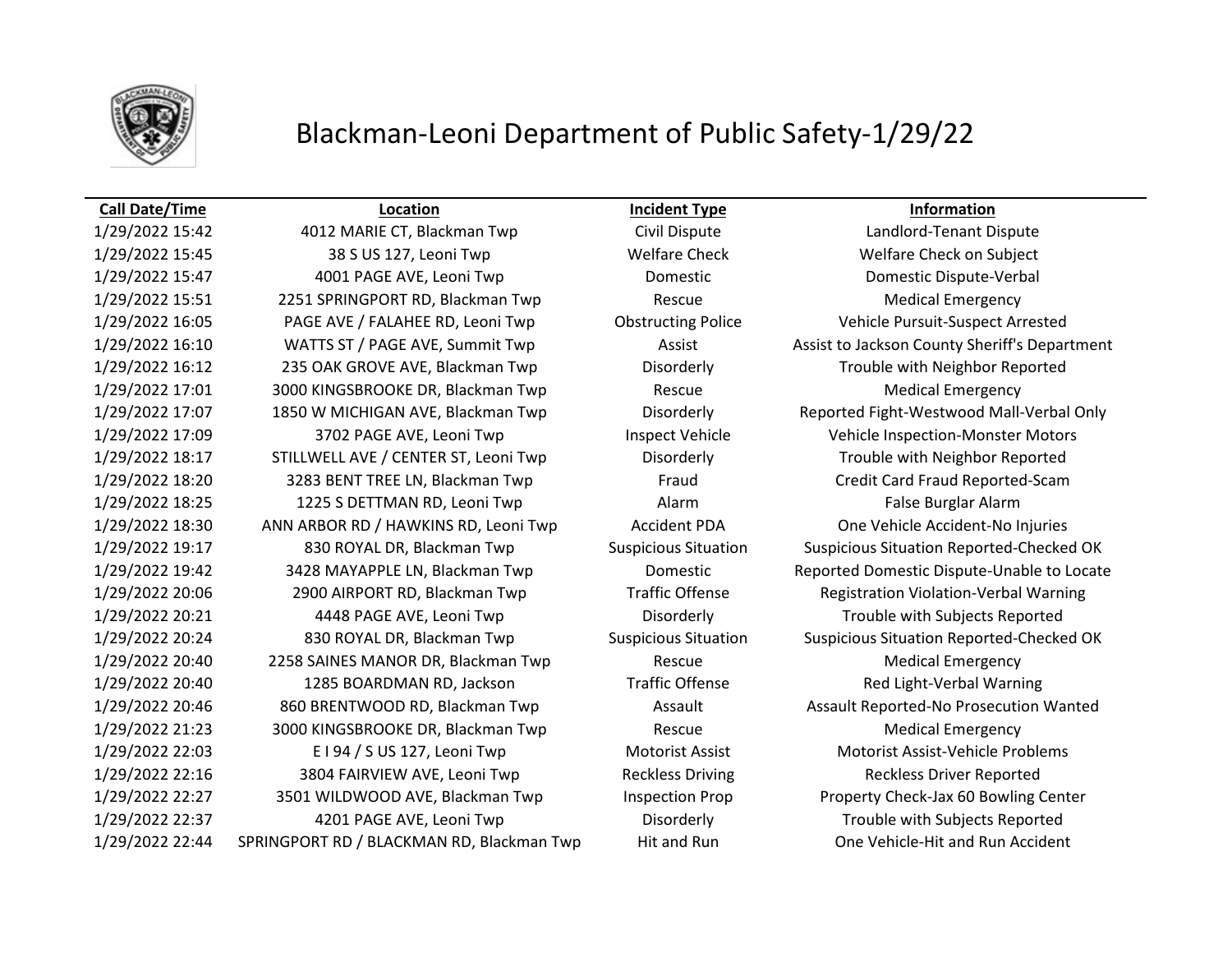# Blackman-Leoni Department of Public Safety-1/29/22

| Call Date/Time | Location | Incident Type | Information |
|---|---|---|---|
| 1/29/2022 15:42 | 4012 MARIE CT, Blackman Twp | Civil Dispute | Landlord-Tenant Dispute |
| 1/29/2022 15:45 | 38 S US 127, Leoni Twp | Welfare Check | Welfare Check on Subject |
| 1/29/2022 15:47 | 4001 PAGE AVE, Leoni Twp | Domestic | Domestic Dispute-Verbal |
| 1/29/2022 15:51 | 2251 SPRINGPORT RD, Blackman Twp | Rescue | Medical Emergency |
| 1/29/2022 16:05 | PAGE AVE / FALAHEE RD, Leoni Twp | Obstructing Police | Vehicle Pursuit-Suspect Arrested |
| 1/29/2022 16:10 | WATTS ST / PAGE AVE, Summit Twp | Assist | Assist to Jackson County Sheriff's Department |
| 1/29/2022 16:12 | 235 OAK GROVE AVE, Blackman Twp | Disorderly | Trouble with Neighbor Reported |
| 1/29/2022 17:01 | 3000 KINGSBROOKE DR, Blackman Twp | Rescue | Medical Emergency |
| 1/29/2022 17:07 | 1850 W MICHIGAN AVE, Blackman Twp | Disorderly | Reported Fight-Westwood Mall-Verbal Only |
| 1/29/2022 17:09 | 3702 PAGE AVE, Leoni Twp | Inspect Vehicle | Vehicle Inspection-Monster Motors |
| 1/29/2022 18:17 | STILLWELL AVE / CENTER ST, Leoni Twp | Disorderly | Trouble with Neighbor Reported |
| 1/29/2022 18:20 | 3283 BENT TREE LN, Blackman Twp | Fraud | Credit Card Fraud Reported-Scam |
| 1/29/2022 18:25 | 1225 S DETTMAN RD, Leoni Twp | Alarm | False Burglar Alarm |
| 1/29/2022 18:30 | ANN ARBOR RD / HAWKINS RD, Leoni Twp | Accident PDA | One Vehicle Accident-No Injuries |
| 1/29/2022 19:17 | 830 ROYAL DR, Blackman Twp | Suspicious Situation | Suspicious Situation Reported-Checked OK |
| 1/29/2022 19:42 | 3428 MAYAPPLE LN, Blackman Twp | Domestic | Reported Domestic Dispute-Unable to Locate |
| 1/29/2022 20:06 | 2900 AIRPORT RD, Blackman Twp | Traffic Offense | Registration Violation-Verbal Warning |
| 1/29/2022 20:21 | 4448 PAGE AVE, Leoni Twp | Disorderly | Trouble with Subjects Reported |
| 1/29/2022 20:24 | 830 ROYAL DR, Blackman Twp | Suspicious Situation | Suspicious Situation Reported-Checked OK |
| 1/29/2022 20:40 | 2258 SAINES MANOR DR, Blackman Twp | Rescue | Medical Emergency |
| 1/29/2022 20:40 | 1285 BOARDMAN RD, Jackson | Traffic Offense | Red Light-Verbal Warning |
| 1/29/2022 20:46 | 860 BRENTWOOD RD, Blackman Twp | Assault | Assault Reported-No Prosecution Wanted |
| 1/29/2022 21:23 | 3000 KINGSBROOKE DR, Blackman Twp | Rescue | Medical Emergency |
| 1/29/2022 22:03 | E I 94 / S US 127, Leoni Twp | Motorist Assist | Motorist Assist-Vehicle Problems |
| 1/29/2022 22:16 | 3804 FAIRVIEW AVE, Leoni Twp | Reckless Driving | Reckless Driver Reported |
| 1/29/2022 22:27 | 3501 WILDWOOD AVE, Blackman Twp | Inspection Prop | Property Check-Jax 60 Bowling Center |
| 1/29/2022 22:37 | 4201 PAGE AVE, Leoni Twp | Disorderly | Trouble with Subjects Reported |
| 1/29/2022 22:44 | SPRINGPORT RD / BLACKMAN RD, Blackman Twp | Hit and Run | One Vehicle-Hit and Run Accident |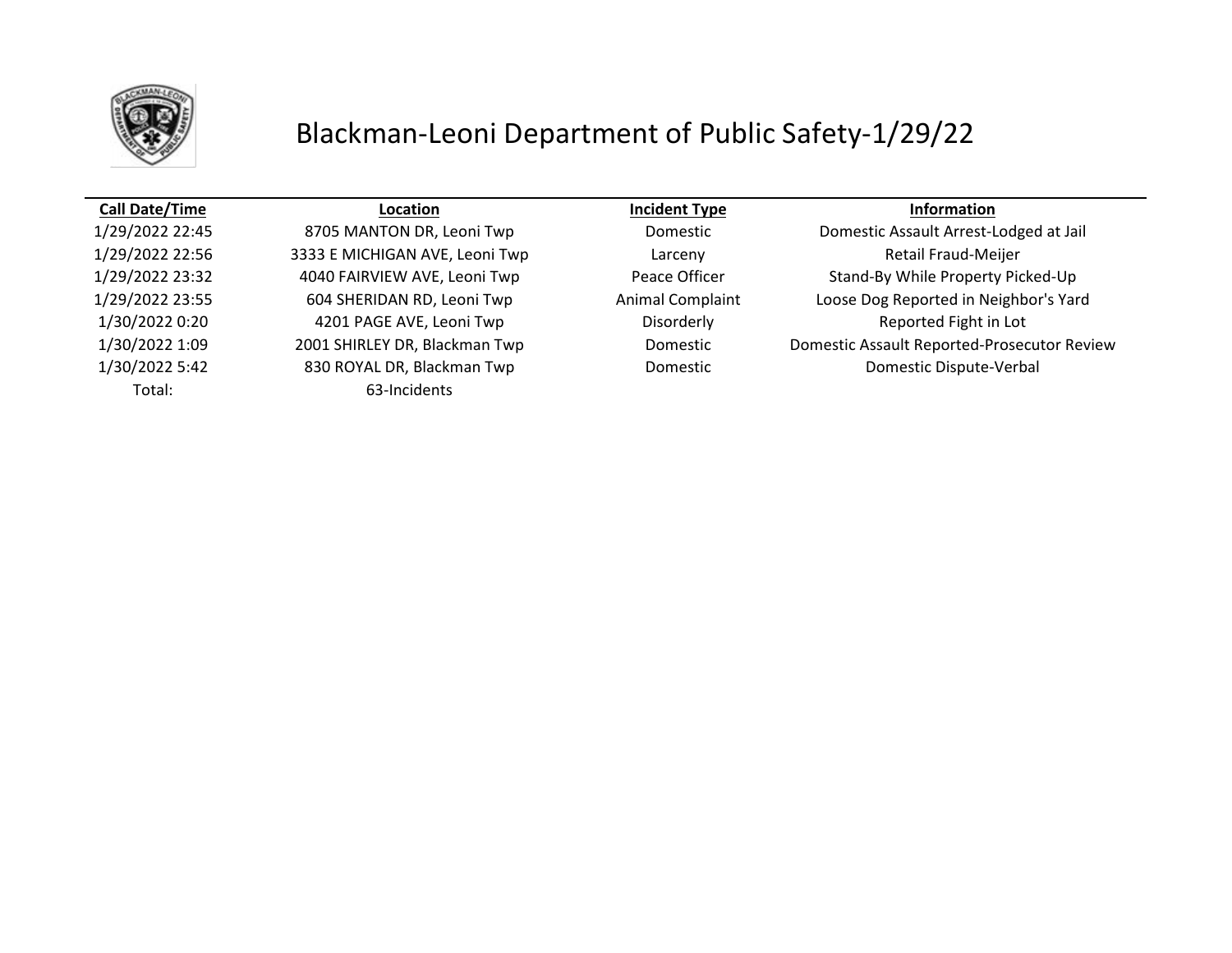# Blackman-Leoni Department of Public Safety-1/29/22

| Call Date/Time | Location | Incident Type | Information |
| --- | --- | --- | --- |
| 1/29/2022 22:45 | 8705 MANTON DR, Leoni Twp | Domestic | Domestic Assault Arrest-Lodged at Jail |
| 1/29/2022 22:56 | 3333 E MICHIGAN AVE, Leoni Twp | Larceny | Retail Fraud-Meijer |
| 1/29/2022 23:32 | 4040 FAIRVIEW AVE, Leoni Twp | Peace Officer | Stand-By While Property Picked-Up |
| 1/29/2022 23:55 | 604 SHERIDAN RD, Leoni Twp | Animal Complaint | Loose Dog Reported in Neighbor's Yard |
| 1/30/2022 0:20 | 4201 PAGE AVE, Leoni Twp | Disorderly | Reported Fight in Lot |
| 1/30/2022 1:09 | 2001 SHIRLEY DR, Blackman Twp | Domestic | Domestic Assault Reported-Prosecutor Review |
| 1/30/2022 5:42 | 830 ROYAL DR, Blackman Twp | Domestic | Domestic Dispute-Verbal |
| Total: | 63-Incidents | | |